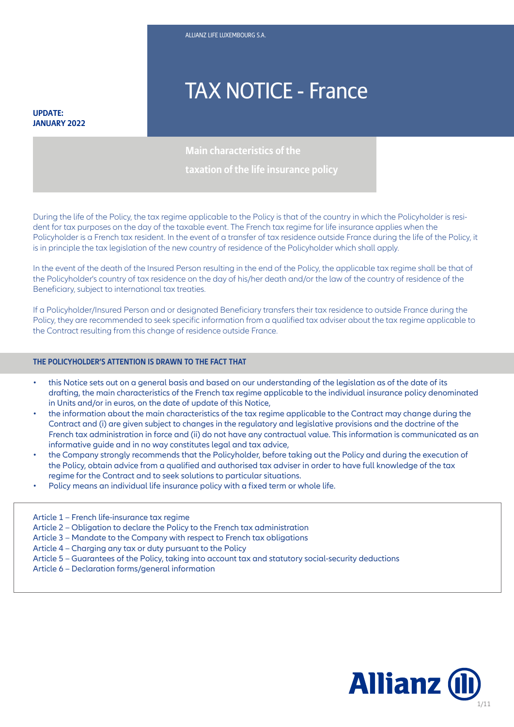ALLIANZ LIFE LUXEMBOURG S.A.

# TAX NOTICE - France

**UPDATE: JANUARY 2022**

## Main characteristics of the taxation of the life insurance policy

During the life of the Policy, the tax regime applicable to the Policy is that of the country in which the Policyholder is resident for tax purposes on the day of the taxable event. The French tax regime for life insurance applies when the Policyholder is a French tax resident. In the event of a transfer of tax residence outside France during the life of the Policy, it is in principle the tax legislation of the new country of residence of the Policyholder which shall apply.

In the event of the death of the Insured Person resulting in the end of the Policy, the applicable tax regime shall be that of the Policyholder's country of tax residence on the day of his/her death and/or the law of the country of residence of the Beneficiary, subject to international tax treaties.

If a Policyholder/Insured Person and or designated Beneficiary transfers their tax residence to outside France during the Policy, they are recommended to seek specific information from a qualified tax adviser about the tax regime applicable to the Contract resulting from this change of residence outside France.

### THE POLICYHOLDER'S ATTENTION IS DRAWN TO THE FACT THAT

- this Notice sets out on a general basis and based on our understanding of the legislation as of the date of its drafting, the main characteristics of the French tax regime applicable to the individual insurance policy denominated in Units and/or in euros, on the date of update of this Notice,
- the information about the main characteristics of the tax regime applicable to the Contract may change during the Contract and (i) are given subject to changes in the regulatory and legislative provisions and the doctrine of the French tax administration in force and (ii) do not have any contractual value. This information is communicated as an informative guide and in no way constitutes legal and tax advice,
- the Company strongly recommends that the Policyholder, before taking out the Policy and during the execution of the Policy, obtain advice from a qualified and authorised tax adviser in order to have full knowledge of the tax regime for the Contract and to seek solutions to particular situations.
- Policy means an individual life insurance policy with a fixed term or whole life.

Article 1 – French life-insurance tax regime
Article 2 – Obligation to declare the Policy to the French tax administration
Article 3 – Mandate to the Company with respect to French tax obligations
Article 4 – Charging any tax or duty pursuant to the Policy
Article 5 – Guarantees of the Policy, taking into account tax and statutory social-security deductions
Article 6 – Declaration forms/general information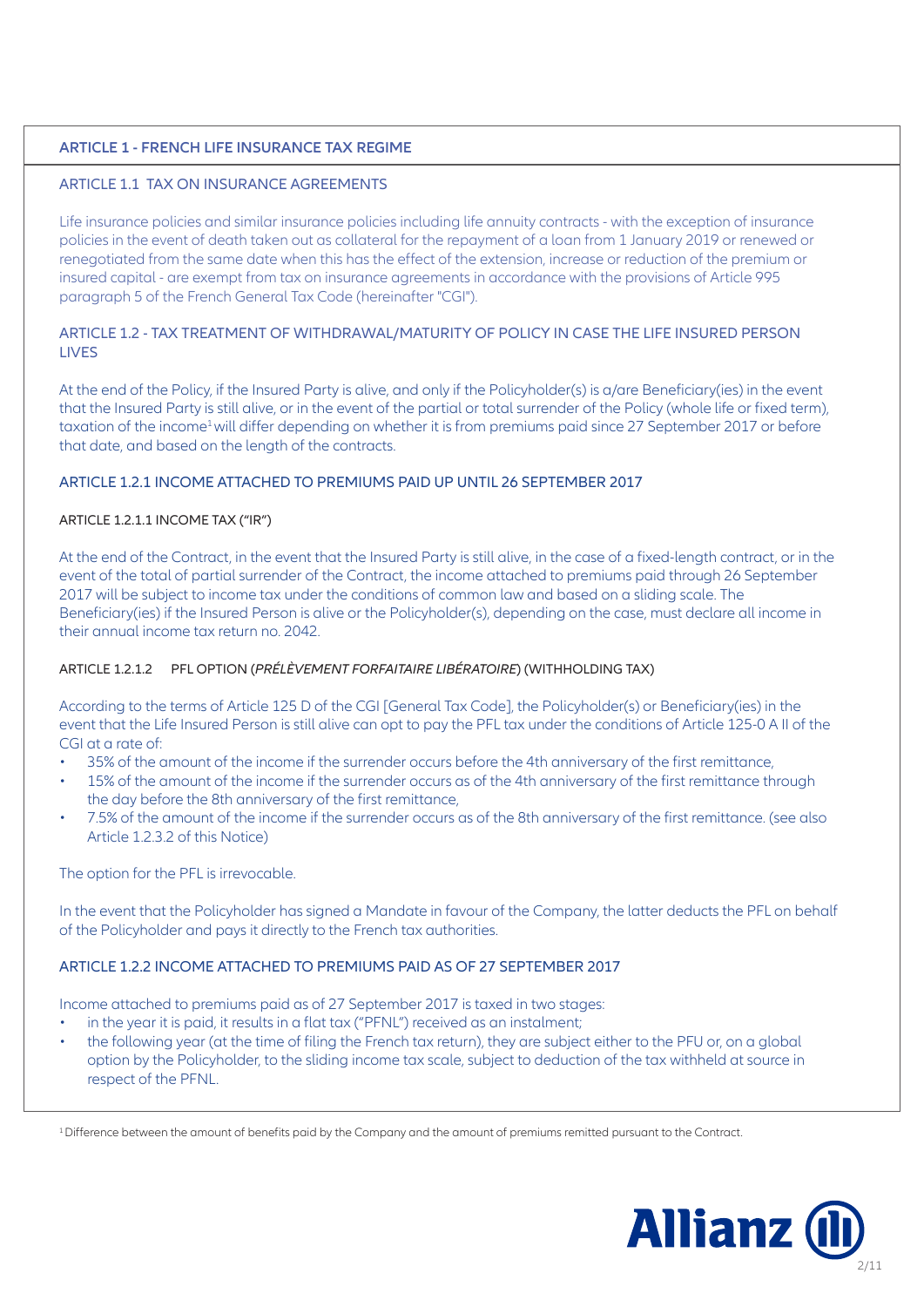## ARTICLE 1 - FRENCH LIFE INSURANCE TAX REGIME

### ARTICLE 1.1 TAX ON INSURANCE AGREEMENTS

Life insurance policies and similar insurance policies including life annuity contracts - with the exception of insurance policies in the event of death taken out as collateral for the repayment of a loan from 1 January 2019 or renewed or renegotiated from the same date when this has the effect of the extension, increase or reduction of the premium or insured capital - are exempt from tax on insurance agreements in accordance with the provisions of Article 995 paragraph 5 of the French General Tax Code (hereinafter "CGI").

### ARTICLE 1.2 - TAX TREATMENT OF WITHDRAWAL/MATURITY OF POLICY IN CASE THE LIFE INSURED PERSON LIVES

At the end of the Policy, if the Insured Party is alive, and only if the Policyholder(s) is a/are Beneficiary(ies) in the event that the Insured Party is still alive, or in the event of the partial or total surrender of the Policy (whole life or fixed term), taxation of the income[1] will differ depending on whether it is from premiums paid since 27 September 2017 or before that date, and based on the length of the contracts.

### ARTICLE 1.2.1 INCOME ATTACHED TO PREMIUMS PAID UP UNTIL 26 SEPTEMBER 2017

#### ARTICLE 1.2.1.1 INCOME TAX ("IR")

At the end of the Contract, in the event that the Insured Party is still alive, in the case of a fixed-length contract, or in the event of the total of partial surrender of the Contract, the income attached to premiums paid through 26 September 2017 will be subject to income tax under the conditions of common law and based on a sliding scale. The Beneficiary(ies) if the Insured Person is alive or the Policyholder(s), depending on the case, must declare all income in their annual income tax return no. 2042.

#### ARTICLE 1.2.1.2 PFL OPTION (*PRÉLÈVEMENT FORFAITAIRE LIBÉRATOIRE*) (WITHHOLDING TAX)

According to the terms of Article 125 D of the CGI [General Tax Code], the Policyholder(s) or Beneficiary(ies) in the event that the Life Insured Person is still alive can opt to pay the PFL tax under the conditions of Article 125-0 A II of the CGI at a rate of:

- 35% of the amount of the income if the surrender occurs before the 4th anniversary of the first remittance,
- 15% of the amount of the income if the surrender occurs as of the 4th anniversary of the first remittance through the day before the 8th anniversary of the first remittance,
- 7.5% of the amount of the income if the surrender occurs as of the 8th anniversary of the first remittance. (see also Article 1.2.3.2 of this Notice)

The option for the PFL is irrevocable.

In the event that the Policyholder has signed a Mandate in favour of the Company, the latter deducts the PFL on behalf of the Policyholder and pays it directly to the French tax authorities.

### ARTICLE 1.2.2 INCOME ATTACHED TO PREMIUMS PAID AS OF 27 SEPTEMBER 2017

Income attached to premiums paid as of 27 September 2017 is taxed in two stages:

- in the year it is paid, it results in a flat tax ("PFNL") received as an instalment;
- the following year (at the time of filing the French tax return), they are subject either to the PFU or, on a global option by the Policyholder, to the sliding income tax scale, subject to deduction of the tax withheld at source in respect of the PFNL.

[1] Difference between the amount of benefits paid by the Company and the amount of premiums remitted pursuant to the Contract.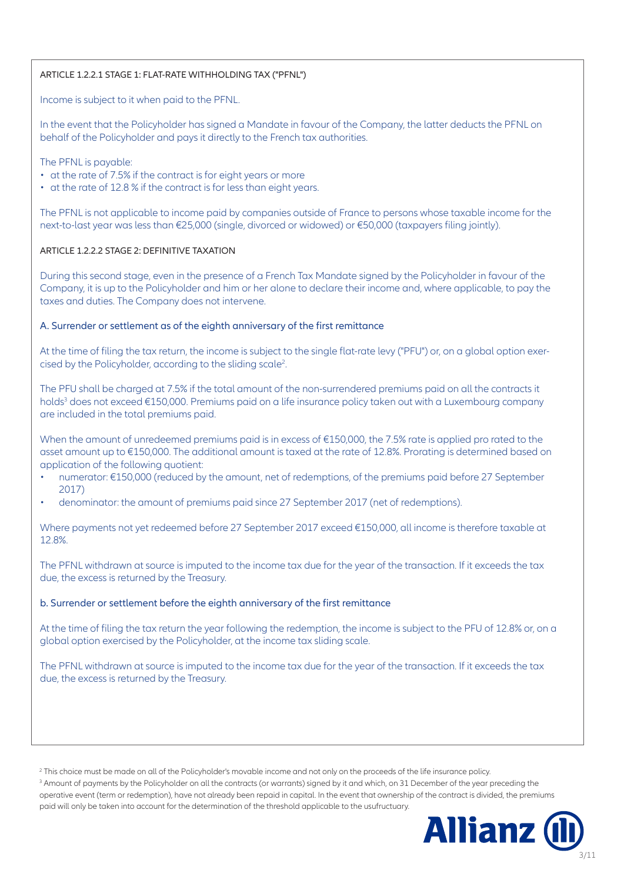### ARTICLE 1.2.2.1 STAGE 1: FLAT-RATE WITHHOLDING TAX ("PFNL")

Income is subject to it when paid to the PFNL.

In the event that the Policyholder has signed a Mandate in favour of the Company, the latter deducts the PFNL on behalf of the Policyholder and pays it directly to the French tax authorities.

The PFNL is payable:

- at the rate of 7.5% if the contract is for eight years or more
- at the rate of 12.8 % if the contract is for less than eight years.

The PFNL is not applicable to income paid by companies outside of France to persons whose taxable income for the next-to-last year was less than €25,000 (single, divorced or widowed) or €50,000 (taxpayers filing jointly).

### ARTICLE 1.2.2.2 STAGE 2: DEFINITIVE TAXATION

During this second stage, even in the presence of a French Tax Mandate signed by the Policyholder in favour of the Company, it is up to the Policyholder and him or her alone to declare their income and, where applicable, to pay the taxes and duties. The Company does not intervene.

#### A. Surrender or settlement as of the eighth anniversary of the first remittance

At the time of filing the tax return, the income is subject to the single flat-rate levy ("PFU") or, on a global option exercised by the Policyholder, according to the sliding scale[2].

The PFU shall be charged at 7.5% if the total amount of the non-surrendered premiums paid on all the contracts it holds[3] does not exceed €150,000. Premiums paid on a life insurance policy taken out with a Luxembourg company are included in the total premiums paid.

When the amount of unredeemed premiums paid is in excess of €150,000, the 7.5% rate is applied pro rated to the asset amount up to €150,000. The additional amount is taxed at the rate of 12.8%. Prorating is determined based on application of the following quotient:

- numerator: €150,000 (reduced by the amount, net of redemptions, of the premiums paid before 27 September 2017)
- denominator: the amount of premiums paid since 27 September 2017 (net of redemptions).

Where payments not yet redeemed before 27 September 2017 exceed €150,000, all income is therefore taxable at 12.8%.

The PFNL withdrawn at source is imputed to the income tax due for the year of the transaction. If it exceeds the tax due, the excess is returned by the Treasury.

#### b. Surrender or settlement before the eighth anniversary of the first remittance

At the time of filing the tax return the year following the redemption, the income is subject to the PFU of 12.8% or, on a global option exercised by the Policyholder, at the income tax sliding scale.

The PFNL withdrawn at source is imputed to the income tax due for the year of the transaction. If it exceeds the tax due, the excess is returned by the Treasury.

[2] This choice must be made on all of the Policyholder's movable income and not only on the proceeds of the life insurance policy.

[3] Amount of payments by the Policyholder on all the contracts (or warrants) signed by it and which, on 31 December of the year preceding the operative event (term or redemption), have not already been repaid in capital. In the event that ownership of the contract is divided, the premiums paid will only be taken into account for the determination of the threshold applicable to the usufructuary.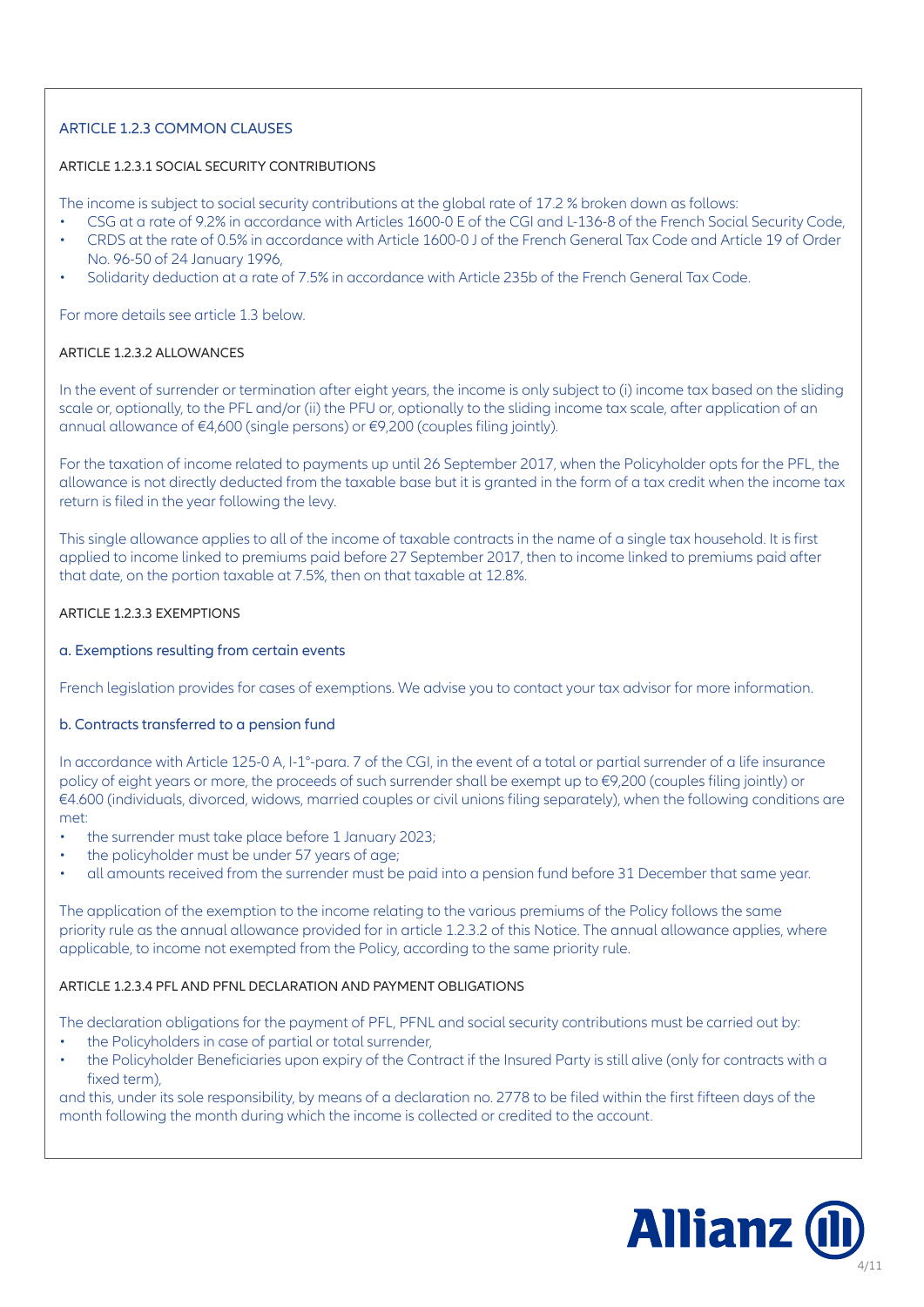## ARTICLE 1.2.3 COMMON CLAUSES

### ARTICLE 1.2.3.1 SOCIAL SECURITY CONTRIBUTIONS

The income is subject to social security contributions at the global rate of 17.2 % broken down as follows:

- CSG at a rate of 9.2% in accordance with Articles 1600-0 E of the CGI and L-136-8 of the French Social Security Code,
- CRDS at the rate of 0.5% in accordance with Article 1600-0 J of the French General Tax Code and Article 19 of Order No. 96-50 of 24 January 1996,
- Solidarity deduction at a rate of 7.5% in accordance with Article 235b of the French General Tax Code.

For more details see article 1.3 below.

### ARTICLE 1.2.3.2 ALLOWANCES

In the event of surrender or termination after eight years, the income is only subject to (i) income tax based on the sliding scale or, optionally, to the PFL and/or (ii) the PFU or, optionally to the sliding income tax scale, after application of an annual allowance of €4,600 (single persons) or €9,200 (couples filing jointly).

For the taxation of income related to payments up until 26 September 2017, when the Policyholder opts for the PFL, the allowance is not directly deducted from the taxable base but it is granted in the form of a tax credit when the income tax return is filed in the year following the levy.

This single allowance applies to all of the income of taxable contracts in the name of a single tax household. It is first applied to income linked to premiums paid before 27 September 2017, then to income linked to premiums paid after that date, on the portion taxable at 7.5%, then on that taxable at 12.8%.

### ARTICLE 1.2.3.3 EXEMPTIONS

#### a. Exemptions resulting from certain events

French legislation provides for cases of exemptions. We advise you to contact your tax advisor for more information.

#### b. Contracts transferred to a pension fund

In accordance with Article 125-0 A, I-1°-para. 7 of the CGI, in the event of a total or partial surrender of a life insurance policy of eight years or more, the proceeds of such surrender shall be exempt up to €9,200 (couples filing jointly) or €4.600 (individuals, divorced, widows, married couples or civil unions filing separately), when the following conditions are met:

- the surrender must take place before 1 January 2023;
- the policyholder must be under 57 years of age;
- all amounts received from the surrender must be paid into a pension fund before 31 December that same year.

The application of the exemption to the income relating to the various premiums of the Policy follows the same priority rule as the annual allowance provided for in article 1.2.3.2 of this Notice. The annual allowance applies, where applicable, to income not exempted from the Policy, according to the same priority rule.

### ARTICLE 1.2.3.4 PFL AND PFNL DECLARATION AND PAYMENT OBLIGATIONS

The declaration obligations for the payment of PFL, PFNL and social security contributions must be carried out by:

- the Policyholders in case of partial or total surrender,
- the Policyholder Beneficiaries upon expiry of the Contract if the Insured Party is still alive (only for contracts with a fixed term),

and this, under its sole responsibility, by means of a declaration no. 2778 to be filed within the first fifteen days of the month following the month during which the income is collected or credited to the account.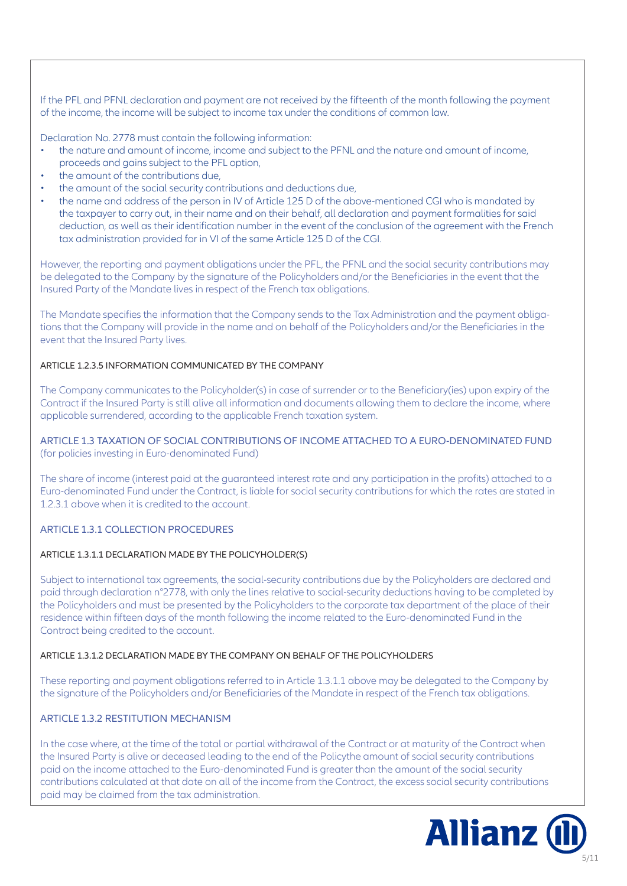If the PFL and PFNL declaration and payment are not received by the fifteenth of the month following the payment of the income, the income will be subject to income tax under the conditions of common law.

Declaration No. 2778 must contain the following information:

- the nature and amount of income, income and subject to the PFNL and the nature and amount of income, proceeds and gains subject to the PFL option,
- the amount of the contributions due,
- the amount of the social security contributions and deductions due,
- the name and address of the person in IV of Article 125 D of the above-mentioned CGI who is mandated by the taxpayer to carry out, in their name and on their behalf, all declaration and payment formalities for said deduction, as well as their identification number in the event of the conclusion of the agreement with the French tax administration provided for in VI of the same Article 125 D of the CGI.

However, the reporting and payment obligations under the PFL, the PFNL and the social security contributions may be delegated to the Company by the signature of the Policyholders and/or the Beneficiaries in the event that the Insured Party of the Mandate lives in respect of the French tax obligations.

The Mandate specifies the information that the Company sends to the Tax Administration and the payment obligations that the Company will provide in the name and on behalf of the Policyholders and/or the Beneficiaries in the event that the Insured Party lives.

#### ARTICLE 1.2.3.5 INFORMATION COMMUNICATED BY THE COMPANY

The Company communicates to the Policyholder(s) in case of surrender or to the Beneficiary(ies) upon expiry of the Contract if the Insured Party is still alive all information and documents allowing them to declare the income, where applicable surrendered, according to the applicable French taxation system.

## ARTICLE 1.3 TAXATION OF SOCIAL CONTRIBUTIONS OF INCOME ATTACHED TO A EURO-DENOMINATED FUND

(for policies investing in Euro-denominated Fund)

The share of income (interest paid at the guaranteed interest rate and any participation in the profits) attached to a Euro-denominated Fund under the Contract, is liable for social security contributions for which the rates are stated in 1.2.3.1 above when it is credited to the account.

### ARTICLE 1.3.1 COLLECTION PROCEDURES

#### ARTICLE 1.3.1.1 DECLARATION MADE BY THE POLICYHOLDER(S)

Subject to international tax agreements, the social-security contributions due by the Policyholders are declared and paid through declaration n°2778, with only the lines relative to social-security deductions having to be completed by the Policyholders and must be presented by the Policyholders to the corporate tax department of the place of their residence within fifteen days of the month following the income related to the Euro-denominated Fund in the Contract being credited to the account.

#### ARTICLE 1.3.1.2 DECLARATION MADE BY THE COMPANY ON BEHALF OF THE POLICYHOLDERS

These reporting and payment obligations referred to in Article 1.3.1.1 above may be delegated to the Company by the signature of the Policyholders and/or Beneficiaries of the Mandate in respect of the French tax obligations.

### ARTICLE 1.3.2 RESTITUTION MECHANISM

In the case where, at the time of the total or partial withdrawal of the Contract or at maturity of the Contract when the Insured Party is alive or deceased leading to the end of the Policythe amount of social security contributions paid on the income attached to the Euro-denominated Fund is greater than the amount of the social security contributions calculated at that date on all of the income from the Contract, the excess social security contributions paid may be claimed from the tax administration.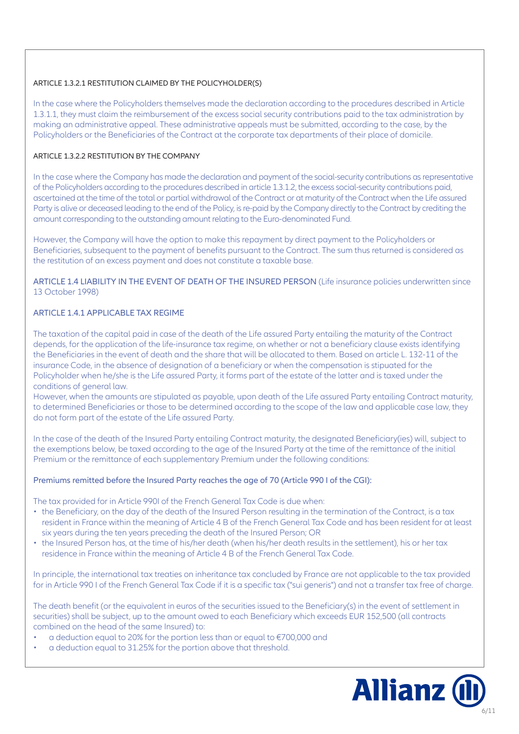#### ARTICLE 1.3.2.1 RESTITUTION CLAIMED BY THE POLICYHOLDER(S)

In the case where the Policyholders themselves made the declaration according to the procedures described in Article 1.3.1.1, they must claim the reimbursement of the excess social security contributions paid to the tax administration by making an administrative appeal. These administrative appeals must be submitted, according to the case, by the Policyholders or the Beneficiaries of the Contract at the corporate tax departments of their place of domicile.

#### ARTICLE 1.3.2.2 RESTITUTION BY THE COMPANY

In the case where the Company has made the declaration and payment of the social-security contributions as representative of the Policyholders according to the procedures described in article 1.3.1.2, the excess social-security contributions paid, ascertained at the time of the total or partial withdrawal of the Contract or at maturity of the Contract when the Life assured Party is alive or deceased leading to the end of the Policy, is re-paid by the Company directly to the Contract by crediting the amount corresponding to the outstanding amount relating to the Euro-denominated Fund.

However, the Company will have the option to make this repayment by direct payment to the Policyholders or Beneficiaries, subsequent to the payment of benefits pursuant to the Contract. The sum thus returned is considered as the restitution of an excess payment and does not constitute a taxable base.

### ARTICLE 1.4 LIABILITY IN THE EVENT OF DEATH OF THE INSURED PERSON (Life insurance policies underwritten since 13 October 1998)

#### ARTICLE 1.4.1 APPLICABLE TAX REGIME

The taxation of the capital paid in case of the death of the Life assured Party entailing the maturity of the Contract depends, for the application of the life-insurance tax regime, on whether or not a beneficiary clause exists identifying the Beneficiaries in the event of death and the share that will be allocated to them. Based on article L. 132-11 of the insurance Code, in the absence of designation of a beneficiary or when the compensation is stipulated for the Policyholder when he/she is the Life assured Party, it forms part of the estate of the latter and is taxed under the conditions of general law.
However, when the amounts are stipulated as payable, upon death of the Life assured Party entailing Contract maturity, to determined Beneficiaries or those to be determined according to the scope of the law and applicable case law, they do not form part of the estate of the Life assured Party.

In the case of the death of the Insured Party entailing Contract maturity, the designated Beneficiary(ies) will, subject to the exemptions below, be taxed according to the age of the Insured Party at the time of the remittance of the initial Premium or the remittance of each supplementary Premium under the following conditions:

**Premiums remitted before the Insured Party reaches the age of 70 (Article 990 I of the CGI):**

The tax provided for in Article 990I of the French General Tax Code is due when:

- the Beneficiary, on the day of the death of the Insured Person resulting in the termination of the Contract, is a tax resident in France within the meaning of Article 4 B of the French General Tax Code and has been resident for at least six years during the ten years preceding the death of the Insured Person; OR
- the Insured Person has, at the time of his/her death (when his/her death results in the settlement), his or her tax residence in France within the meaning of Article 4 B of the French General Tax Code.

In principle, the international tax treaties on inheritance tax concluded by France are not applicable to the tax provided for in Article 990 I of the French General Tax Code if it is a specific tax ("sui generis") and not a transfer tax free of charge.

The death benefit (or the equivalent in euros of the securities issued to the Beneficiary(s) in the event of settlement in securities) shall be subject, up to the amount owed to each Beneficiary which exceeds EUR 152,500 (all contracts combined on the head of the same Insured) to:

- a deduction equal to 20% for the portion less than or equal to €700,000 and
- a deduction equal to 31.25% for the portion above that threshold.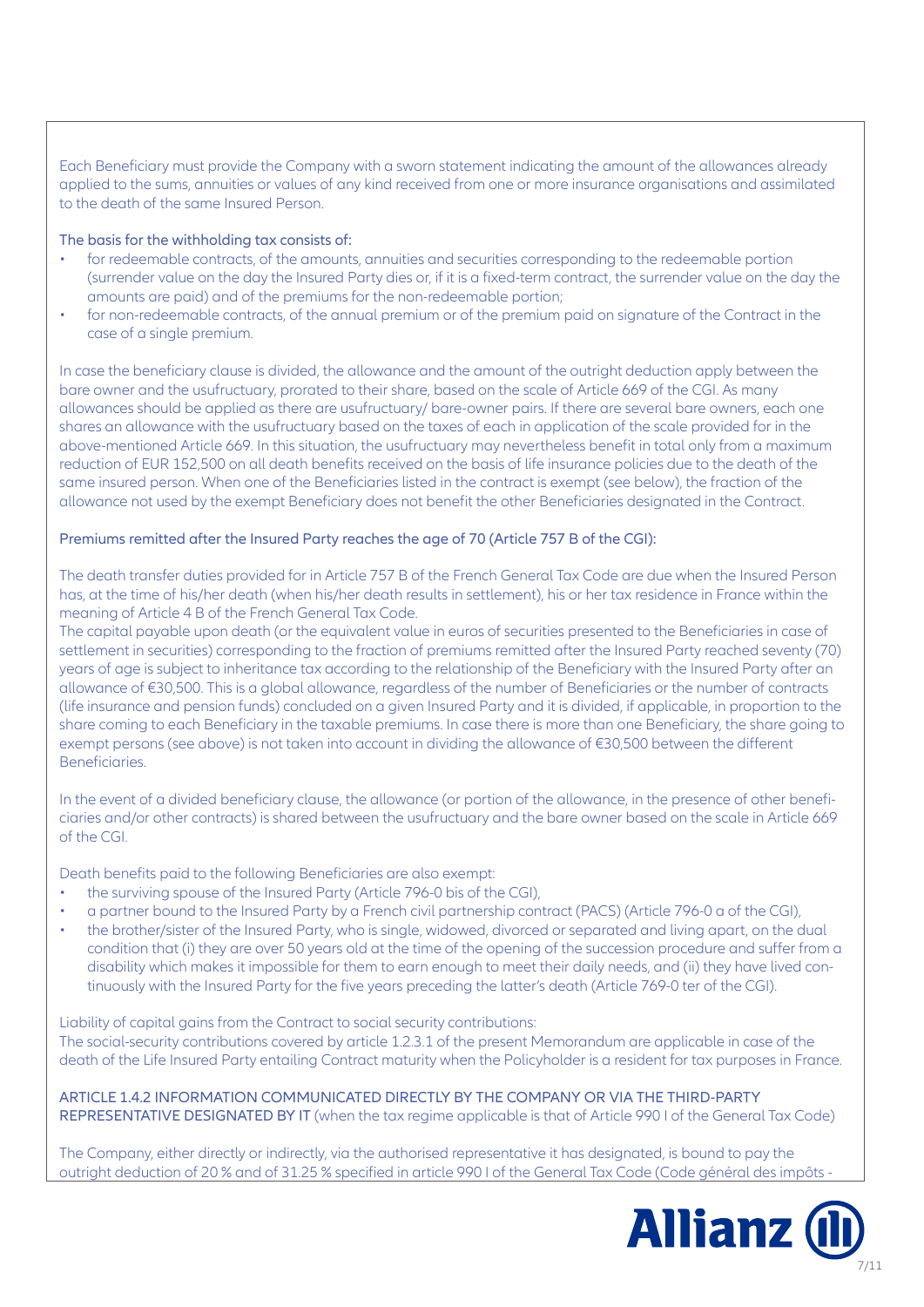Each Beneficiary must provide the Company with a sworn statement indicating the amount of the allowances already applied to the sums, annuities or values of any kind received from one or more insurance organisations and assimilated to the death of the same Insured Person.

The basis for the withholding tax consists of:

- for redeemable contracts, of the amounts, annuities and securities corresponding to the redeemable portion (surrender value on the day the Insured Party dies or, if it is a fixed-term contract, the surrender value on the day the amounts are paid) and of the premiums for the non-redeemable portion;
- for non-redeemable contracts, of the annual premium or of the premium paid on signature of the Contract in the case of a single premium.

In case the beneficiary clause is divided, the allowance and the amount of the outright deduction apply between the bare owner and the usufructuary, prorated to their share, based on the scale of Article 669 of the CGI. As many allowances should be applied as there are usufructuary/ bare-owner pairs. If there are several bare owners, each one shares an allowance with the usufructuary based on the taxes of each in application of the scale provided for in the above-mentioned Article 669. In this situation, the usufructuary may nevertheless benefit in total only from a maximum reduction of EUR 152,500 on all death benefits received on the basis of life insurance policies due to the death of the same insured person. When one of the Beneficiaries listed in the contract is exempt (see below), the fraction of the allowance not used by the exempt Beneficiary does not benefit the other Beneficiaries designated in the Contract.

Premiums remitted after the Insured Party reaches the age of 70 (Article 757 B of the CGI):

The death transfer duties provided for in Article 757 B of the French General Tax Code are due when the Insured Person has, at the time of his/her death (when his/her death results in settlement), his or her tax residence in France within the meaning of Article 4 B of the French General Tax Code.
The capital payable upon death (or the equivalent value in euros of securities presented to the Beneficiaries in case of settlement in securities) corresponding to the fraction of premiums remitted after the Insured Party reached seventy (70) years of age is subject to inheritance tax according to the relationship of the Beneficiary with the Insured Party after an allowance of €30,500. This is a global allowance, regardless of the number of Beneficiaries or the number of contracts (life insurance and pension funds) concluded on a given Insured Party and it is divided, if applicable, in proportion to the share coming to each Beneficiary in the taxable premiums. In case there is more than one Beneficiary, the share going to exempt persons (see above) is not taken into account in dividing the allowance of €30,500 between the different Beneficiaries.

In the event of a divided beneficiary clause, the allowance (or portion of the allowance, in the presence of other beneficiaries and/or other contracts) is shared between the usufructuary and the bare owner based on the scale in Article 669 of the CGI.

Death benefits paid to the following Beneficiaries are also exempt:

- the surviving spouse of the Insured Party (Article 796-0 bis of the CGI),
- a partner bound to the Insured Party by a French civil partnership contract (PACS) (Article 796-0 a of the CGI),
- the brother/sister of the Insured Party, who is single, widowed, divorced or separated and living apart, on the dual condition that (i) they are over 50 years old at the time of the opening of the succession procedure and suffer from a disability which makes it impossible for them to earn enough to meet their daily needs, and (ii) they have lived continuously with the Insured Party for the five years preceding the latter's death (Article 769-0 ter of the CGI).

Liability of capital gains from the Contract to social security contributions:
The social-security contributions covered by article 1.2.3.1 of the present Memorandum are applicable in case of the death of the Life Insured Party entailing Contract maturity when the Policyholder is a resident for tax purposes in France.

### ARTICLE 1.4.2 INFORMATION COMMUNICATED DIRECTLY BY THE COMPANY OR VIA THE THIRD-PARTY REPRESENTATIVE DESIGNATED BY IT (when the tax regime applicable is that of Article 990 I of the General Tax Code)

The Company, either directly or indirectly, via the authorised representative it has designated, is bound to pay the outright deduction of 20 % and of 31.25 % specified in article 990 I of the General Tax Code (Code général des impôts -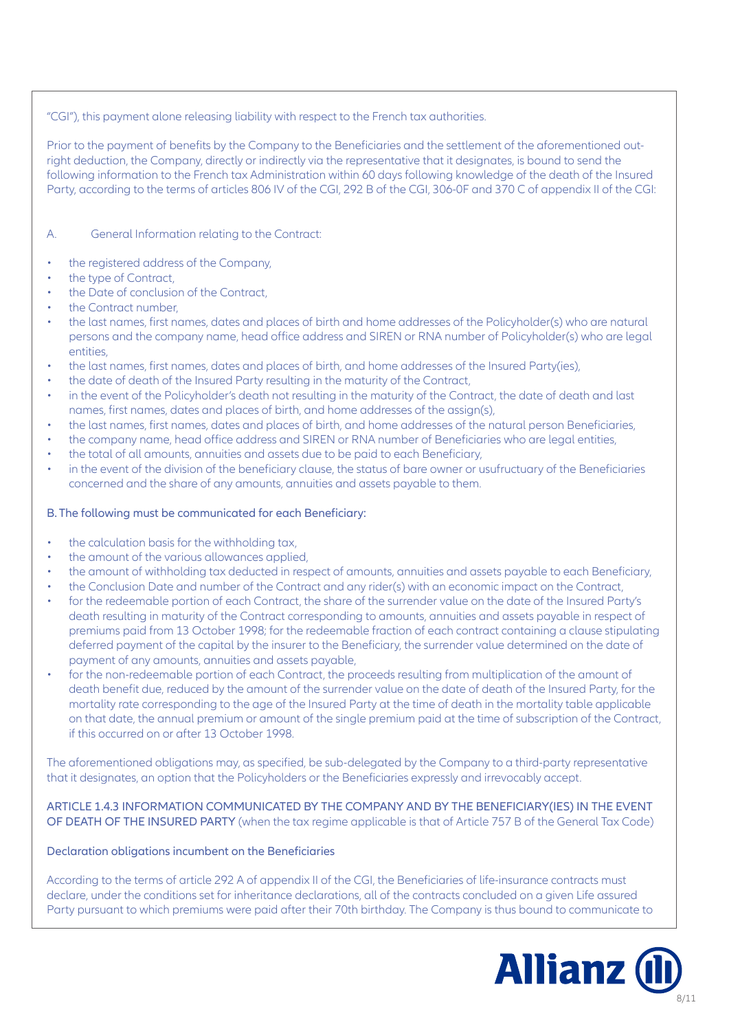"CGI"), this payment alone releasing liability with respect to the French tax authorities.

Prior to the payment of benefits by the Company to the Beneficiaries and the settlement of the aforementioned outright deduction, the Company, directly or indirectly via the representative that it designates, is bound to send the following information to the French tax Administration within 60 days following knowledge of the death of the Insured Party, according to the terms of articles 806 IV of the CGI, 292 B of the CGI, 306-0F and 370 C of appendix II of the CGI:

A. General Information relating to the Contract:

- the registered address of the Company,
- the type of Contract,
- the Date of conclusion of the Contract,
- the Contract number,
- the last names, first names, dates and places of birth and home addresses of the Policyholder(s) who are natural persons and the company name, head office address and SIREN or RNA number of Policyholder(s) who are legal entities,
- the last names, first names, dates and places of birth, and home addresses of the Insured Party(ies),
- the date of death of the Insured Party resulting in the maturity of the Contract,
- in the event of the Policyholder's death not resulting in the maturity of the Contract, the date of death and last names, first names, dates and places of birth, and home addresses of the assign(s),
- the last names, first names, dates and places of birth, and home addresses of the natural person Beneficiaries,
- the company name, head office address and SIREN or RNA number of Beneficiaries who are legal entities,
- the total of all amounts, annuities and assets due to be paid to each Beneficiary,
- in the event of the division of the beneficiary clause, the status of bare owner or usufructuary of the Beneficiaries concerned and the share of any amounts, annuities and assets payable to them.

B. The following must be communicated for each Beneficiary:

- the calculation basis for the withholding tax,
- the amount of the various allowances applied,
- the amount of withholding tax deducted in respect of amounts, annuities and assets payable to each Beneficiary,
- the Conclusion Date and number of the Contract and any rider(s) with an economic impact on the Contract,
- for the redeemable portion of each Contract, the share of the surrender value on the date of the Insured Party's death resulting in maturity of the Contract corresponding to amounts, annuities and assets payable in respect of premiums paid from 13 October 1998; for the redeemable fraction of each contract containing a clause stipulating deferred payment of the capital by the insurer to the Beneficiary, the surrender value determined on the date of payment of any amounts, annuities and assets payable,
- for the non-redeemable portion of each Contract, the proceeds resulting from multiplication of the amount of death benefit due, reduced by the amount of the surrender value on the date of death of the Insured Party, for the mortality rate corresponding to the age of the Insured Party at the time of death in the mortality table applicable on that date, the annual premium or amount of the single premium paid at the time of subscription of the Contract, if this occurred on or after 13 October 1998.

The aforementioned obligations may, as specified, be sub-delegated by the Company to a third-party representative that it designates, an option that the Policyholders or the Beneficiaries expressly and irrevocably accept.

### ARTICLE 1.4.3 INFORMATION COMMUNICATED BY THE COMPANY AND BY THE BENEFICIARY(IES) IN THE EVENT OF DEATH OF THE INSURED PARTY (when the tax regime applicable is that of Article 757 B of the General Tax Code)

#### Declaration obligations incumbent on the Beneficiaries

According to the terms of article 292 A of appendix II of the CGI, the Beneficiaries of life-insurance contracts must declare, under the conditions set for inheritance declarations, all of the contracts concluded on a given Life assured Party pursuant to which premiums were paid after their 70th birthday. The Company is thus bound to communicate to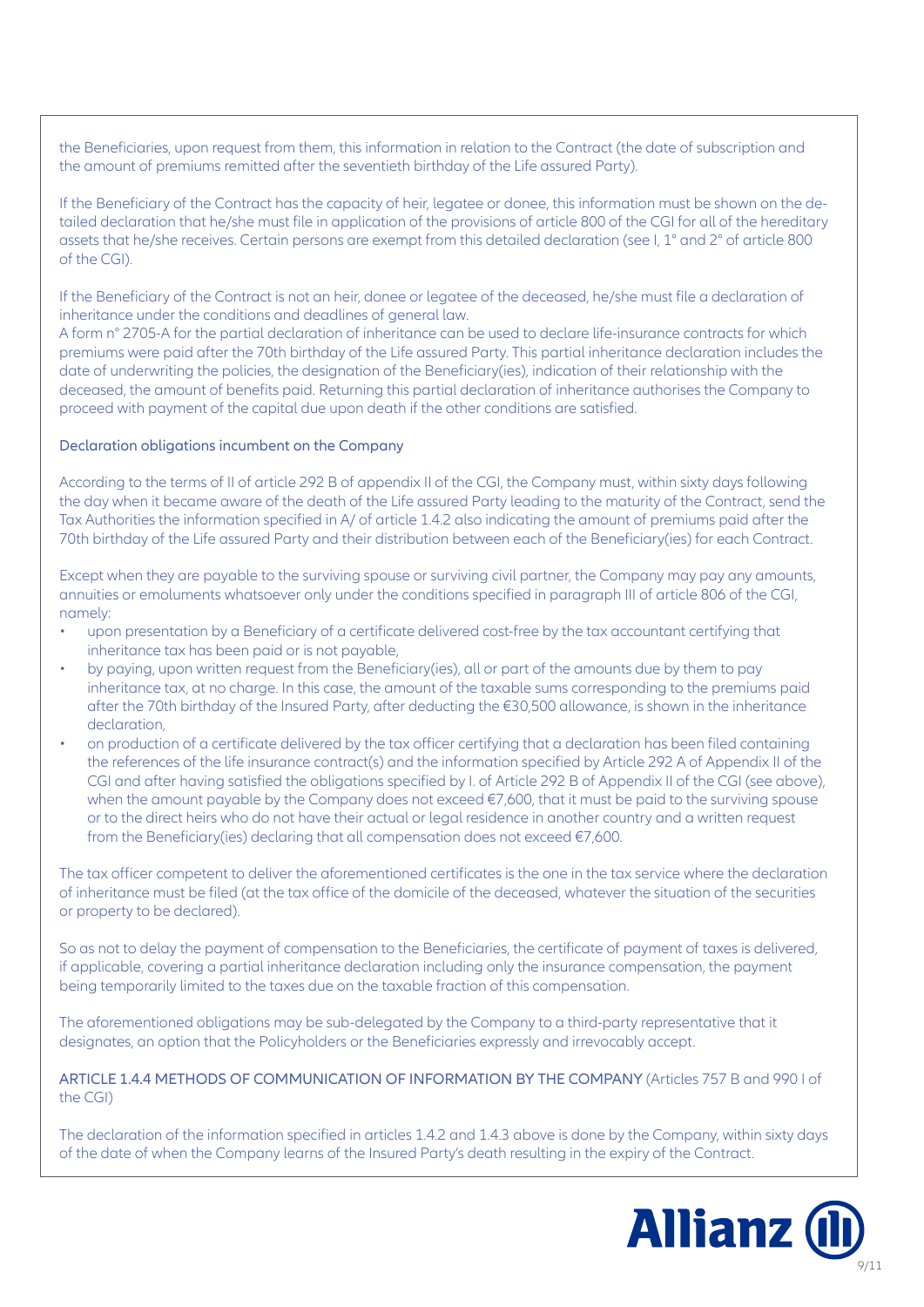the Beneficiaries, upon request from them, this information in relation to the Contract (the date of subscription and the amount of premiums remitted after the seventieth birthday of the Life assured Party).

If the Beneficiary of the Contract has the capacity of heir, legatee or donee, this information must be shown on the detailed declaration that he/she must file in application of the provisions of article 800 of the CGI for all of the hereditary assets that he/she receives. Certain persons are exempt from this detailed declaration (see I, 1° and 2° of article 800 of the CGI).

If the Beneficiary of the Contract is not an heir, donee or legatee of the deceased, he/she must file a declaration of inheritance under the conditions and deadlines of general law.
A form n° 2705-A for the partial declaration of inheritance can be used to declare life-insurance contracts for which premiums were paid after the 70th birthday of the Life assured Party. This partial inheritance declaration includes the date of underwriting the policies, the designation of the Beneficiary(ies), indication of their relationship with the deceased, the amount of benefits paid. Returning this partial declaration of inheritance authorises the Company to proceed with payment of the capital due upon death if the other conditions are satisfied.

### Declaration obligations incumbent on the Company

According to the terms of II of article 292 B of appendix II of the CGI, the Company must, within sixty days following the day when it became aware of the death of the Life assured Party leading to the maturity of the Contract, send the Tax Authorities the information specified in A/ of article 1.4.2 also indicating the amount of premiums paid after the 70th birthday of the Life assured Party and their distribution between each of the Beneficiary(ies) for each Contract.

Except when they are payable to the surviving spouse or surviving civil partner, the Company may pay any amounts, annuities or emoluments whatsoever only under the conditions specified in paragraph III of article 806 of the CGI, namely:

- upon presentation by a Beneficiary of a certificate delivered cost-free by the tax accountant certifying that inheritance tax has been paid or is not payable,
- by paying, upon written request from the Beneficiary(ies), all or part of the amounts due by them to pay inheritance tax, at no charge. In this case, the amount of the taxable sums corresponding to the premiums paid after the 70th birthday of the Insured Party, after deducting the €30,500 allowance, is shown in the inheritance declaration,
- on production of a certificate delivered by the tax officer certifying that a declaration has been filed containing the references of the life insurance contract(s) and the information specified by Article 292 A of Appendix II of the CGI and after having satisfied the obligations specified by I. of Article 292 B of Appendix II of the CGI (see above), when the amount payable by the Company does not exceed €7,600, that it must be paid to the surviving spouse or to the direct heirs who do not have their actual or legal residence in another country and a written request from the Beneficiary(ies) declaring that all compensation does not exceed €7,600.

The tax officer competent to deliver the aforementioned certificates is the one in the tax service where the declaration of inheritance must be filed (at the tax office of the domicile of the deceased, whatever the situation of the securities or property to be declared).

So as not to delay the payment of compensation to the Beneficiaries, the certificate of payment of taxes is delivered, if applicable, covering a partial inheritance declaration including only the insurance compensation, the payment being temporarily limited to the taxes due on the taxable fraction of this compensation.

The aforementioned obligations may be sub-delegated by the Company to a third-party representative that it designates, an option that the Policyholders or the Beneficiaries expressly and irrevocably accept.

### ARTICLE 1.4.4 METHODS OF COMMUNICATION OF INFORMATION BY THE COMPANY (Articles 757 B and 990 I of the CGI)

The declaration of the information specified in articles 1.4.2 and 1.4.3 above is done by the Company, within sixty days of the date of when the Company learns of the Insured Party's death resulting in the expiry of the Contract.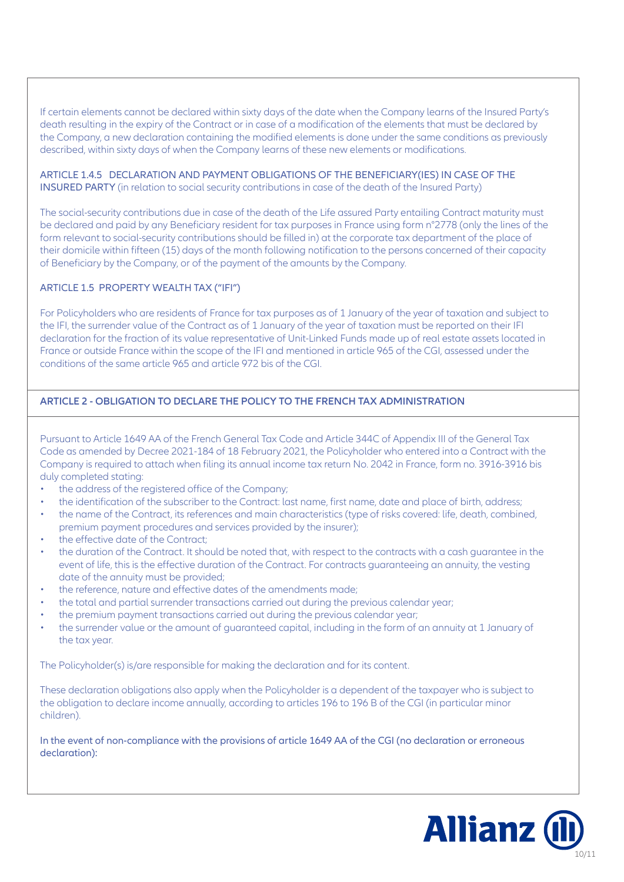If certain elements cannot be declared within sixty days of the date when the Company learns of the Insured Party's death resulting in the expiry of the Contract or in case of a modification of the elements that must be declared by the Company, a new declaration containing the modified elements is done under the same conditions as previously described, within sixty days of when the Company learns of these new elements or modifications.

### ARTICLE 1.4.5 DECLARATION AND PAYMENT OBLIGATIONS OF THE BENEFICIARY(IES) IN CASE OF THE INSURED PARTY (in relation to social security contributions in case of the death of the Insured Party)

The social-security contributions due in case of the death of the Life assured Party entailing Contract maturity must be declared and paid by any Beneficiary resident for tax purposes in France using form n°2778 (only the lines of the form relevant to social-security contributions should be filled in) at the corporate tax department of the place of their domicile within fifteen (15) days of the month following notification to the persons concerned of their capacity of Beneficiary by the Company, or of the payment of the amounts by the Company.

### ARTICLE 1.5 PROPERTY WEALTH TAX ("IFI")

For Policyholders who are residents of France for tax purposes as of 1 January of the year of taxation and subject to the IFI, the surrender value of the Contract as of 1 January of the year of taxation must be reported on their IFI declaration for the fraction of its value representative of Unit-Linked Funds made up of real estate assets located in France or outside France within the scope of the IFI and mentioned in article 965 of the CGI, assessed under the conditions of the same article 965 and article 972 bis of the CGI.

## ARTICLE 2 - OBLIGATION TO DECLARE THE POLICY TO THE FRENCH TAX ADMINISTRATION

Pursuant to Article 1649 AA of the French General Tax Code and Article 344C of Appendix III of the General Tax Code as amended by Decree 2021-184 of 18 February 2021, the Policyholder who entered into a Contract with the Company is required to attach when filing its annual income tax return No. 2042 in France, form no. 3916-3916 bis duly completed stating:

- the address of the registered office of the Company;
- the identification of the subscriber to the Contract: last name, first name, date and place of birth, address;
- the name of the Contract, its references and main characteristics (type of risks covered: life, death, combined, premium payment procedures and services provided by the insurer);
- the effective date of the Contract;
- the duration of the Contract. It should be noted that, with respect to the contracts with a cash guarantee in the event of life, this is the effective duration of the Contract. For contracts guaranteeing an annuity, the vesting date of the annuity must be provided;
- the reference, nature and effective dates of the amendments made;
- the total and partial surrender transactions carried out during the previous calendar year;
- the premium payment transactions carried out during the previous calendar year;
- the surrender value or the amount of guaranteed capital, including in the form of an annuity at 1 January of the tax year.

The Policyholder(s) is/are responsible for making the declaration and for its content.

These declaration obligations also apply when the Policyholder is a dependent of the taxpayer who is subject to the obligation to declare income annually, according to articles 196 to 196 B of the CGI (in particular minor children).

In the event of non-compliance with the provisions of article 1649 AA of the CGI (no declaration or erroneous declaration):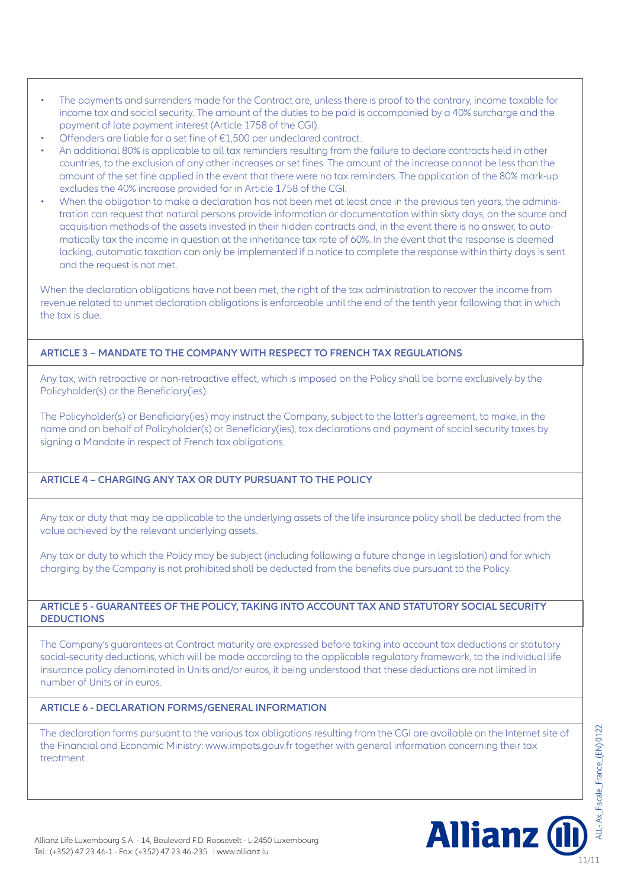- The payments and surrenders made for the Contract are, unless there is proof to the contrary, income taxable for income tax and social security. The amount of the duties to be paid is accompanied by a 40% surcharge and the payment of late payment interest (Article 1758 of the CGI).
- Offenders are liable for a set fine of €1,500 per undeclared contract.
- An additional 80% is applicable to all tax reminders resulting from the failure to declare contracts held in other countries, to the exclusion of any other increases or set fines. The amount of the increase cannot be less than the amount of the set fine applied in the event that there were no tax reminders. The application of the 80% mark-up excludes the 40% increase provided for in Article 1758 of the CGI.
- When the obligation to make a declaration has not been met at least once in the previous ten years, the administration can request that natural persons provide information or documentation within sixty days, on the source and acquisition methods of the assets invested in their hidden contracts and, in the event there is no answer, to automatically tax the income in question at the inheritance tax rate of 60%. In the event that the response is deemed lacking, automatic taxation can only be implemented if a notice to complete the response within thirty days is sent and the request is not met.

When the declaration obligations have not been met, the right of the tax administration to recover the income from revenue related to unmet declaration obligations is enforceable until the end of the tenth year following that in which the tax is due.

## ARTICLE 3 – MANDATE TO THE COMPANY WITH RESPECT TO FRENCH TAX REGULATIONS

Any tax, with retroactive or non-retroactive effect, which is imposed on the Policy shall be borne exclusively by the Policyholder(s) or the Beneficiary(ies).

The Policyholder(s) or Beneficiary(ies) may instruct the Company, subject to the latter's agreement, to make, in the name and on behalf of Policyholder(s) or Beneficiary(ies), tax declarations and payment of social security taxes by signing a Mandate in respect of French tax obligations.

## ARTICLE 4 – CHARGING ANY TAX OR DUTY PURSUANT TO THE POLICY

Any tax or duty that may be applicable to the underlying assets of the life insurance policy shall be deducted from the value achieved by the relevant underlying assets.

Any tax or duty to which the Policy may be subject (including following a future change in legislation) and for which charging by the Company is not prohibited shall be deducted from the benefits due pursuant to the Policy.

## ARTICLE 5 - GUARANTEES OF THE POLICY, TAKING INTO ACCOUNT TAX AND STATUTORY SOCIAL SECURITY DEDUCTIONS

The Company's guarantees at Contract maturity are expressed before taking into account tax deductions or statutory social-security deductions, which will be made according to the applicable regulatory framework, to the individual life insurance policy denominated in Units and/or euros, it being understood that these deductions are not limited in number of Units or in euros.

## ARTICLE 6 - DECLARATION FORMS/GENERAL INFORMATION

The declaration forms pursuant to the various tax obligations resulting from the CGI are available on the Internet site of the Financial and Economic Ministry: www.impots.gouv.fr together with general information concerning their tax treatment.

Allianz Life Luxembourg S.A. - 14, Boulevard F.D. Roosevelt - L-2450 Luxembourg
Tel.: (+352) 47 23 46-1 - Fax: (+352) 47 23 46-235 I www.allianz.lu